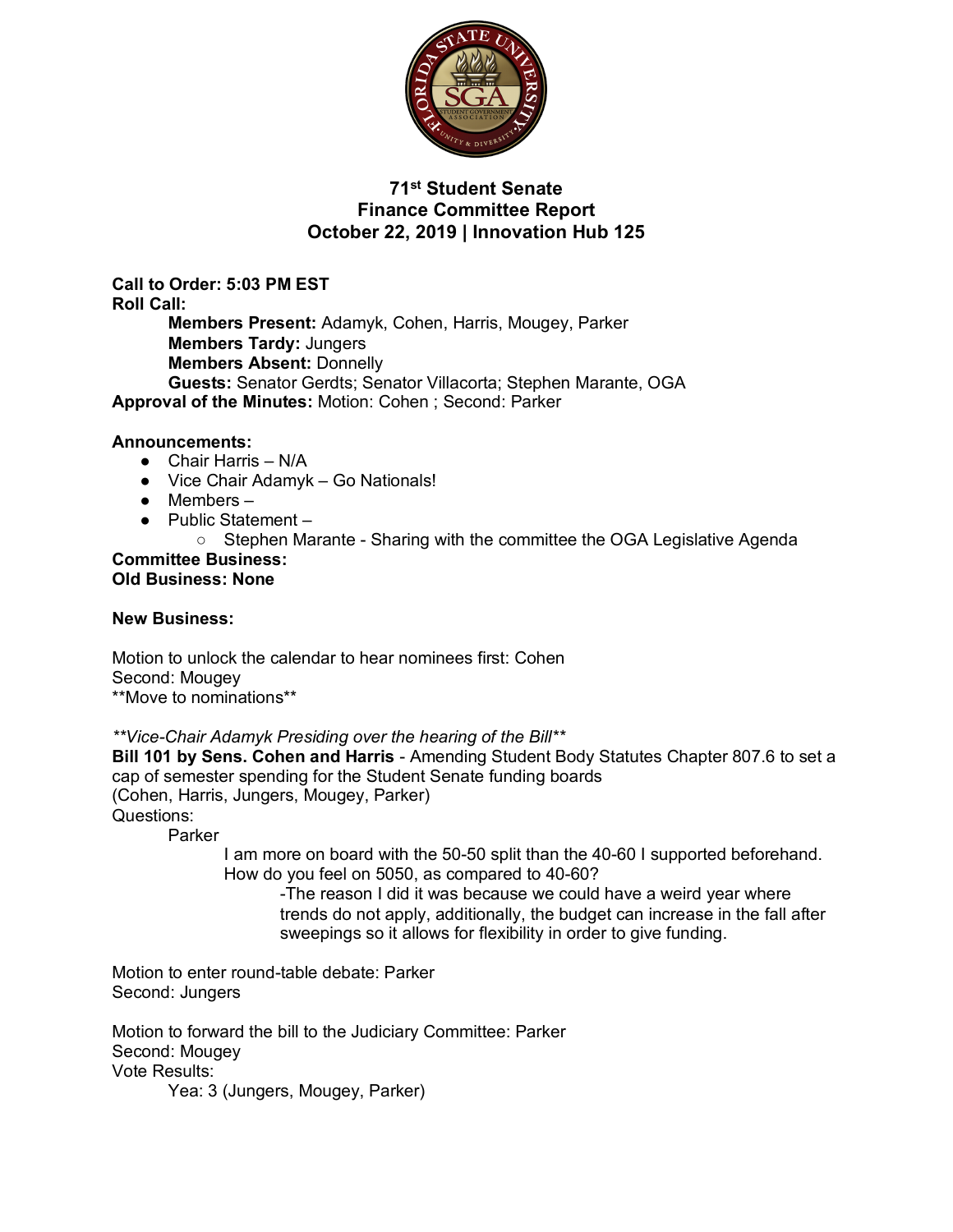# 71st Student Senate
## Finance Committee Report
## October 22, 2019 | Innovation Hub 125

**Call to Order: 5:03 PM EST**
**Roll Call:**

- **Members Present:** Adamyk, Cohen, Harris, Mougey, Parker
- **Members Tardy:** Jungers
- **Members Absent:** Donnelly
- **Guests:** Senator Gerdts; Senator Villacorta; Stephen Marante, OGA

**Approval of the Minutes:** Motion: Cohen ; Second: Parker

**Announcements:**

- Chair Harris – N/A
- Vice Chair Adamyk – Go Nationals!
- Members –
- Public Statement –
  - Stephen Marante - Sharing with the committee the OGA Legislative Agenda

**Committee Business:**
**Old Business: None**

**New Business:**

Motion to unlock the calendar to hear nominees first: Cohen
Second: Mougey
**Move to nominations**

***Vice-Chair Adamyk Presiding over the hearing of the Bill***

**Bill 101 by Sens. Cohen and Harris** - Amending Student Body Statutes Chapter 807.6 to set a cap of semester spending for the Student Senate funding boards
(Cohen, Harris, Jungers, Mougey, Parker)
Questions:

Parker

> I am more on board with the 50-50 split than the 40-60 I supported beforehand. How do you feel on 5050, as compared to 40-60?
>
> > -The reason I did it was because we could have a weird year where trends do not apply, additionally, the budget can increase in the fall after sweepings so it allows for flexibility in order to give funding.

Motion to enter round-table debate: Parker
Second: Jungers

Motion to forward the bill to the Judiciary Committee: Parker
Second: Mougey
Vote Results:

Yea: 3 (Jungers, Mougey, Parker)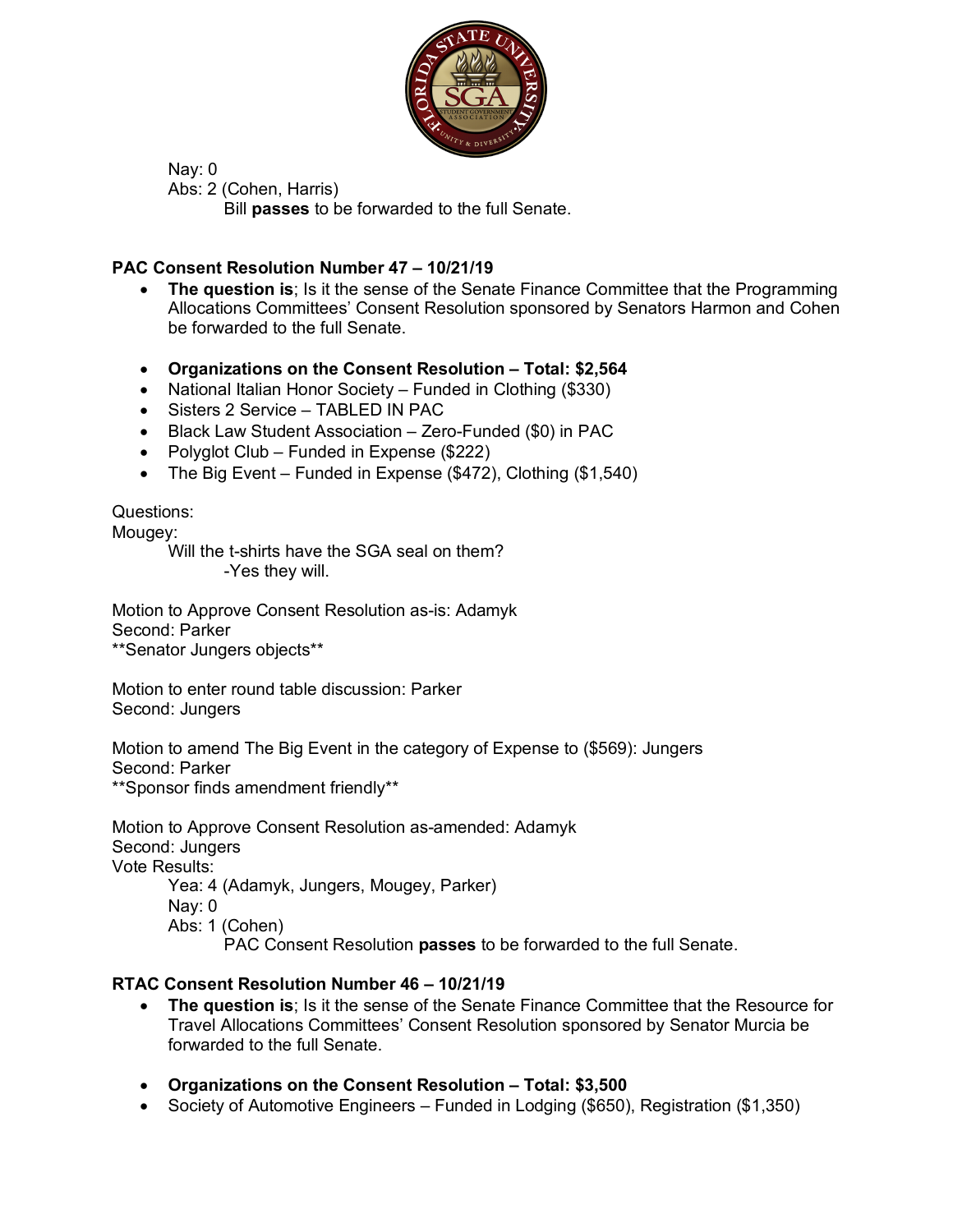Nay: 0
Abs: 2 (Cohen, Harris)
Bill **passes** to be forwarded to the full Senate.

**PAC Consent Resolution Number 47 – 10/21/19**

- **The question is**; Is it the sense of the Senate Finance Committee that the Programming Allocations Committees' Consent Resolution sponsored by Senators Harmon and Cohen be forwarded to the full Senate.

- **Organizations on the Consent Resolution – Total: $2,564**
- National Italian Honor Society – Funded in Clothing ($330)
- Sisters 2 Service – TABLED IN PAC
- Black Law Student Association – Zero-Funded ($0) in PAC
- Polyglot Club – Funded in Expense ($222)
- The Big Event – Funded in Expense ($472), Clothing ($1,540)

Questions:
Mougey:
Will the t-shirts have the SGA seal on them?
-Yes they will.

Motion to Approve Consent Resolution as-is: Adamyk
Second: Parker
**Senator Jungers objects**

Motion to enter round table discussion: Parker
Second: Jungers

Motion to amend The Big Event in the category of Expense to ($569): Jungers
Second: Parker
**Sponsor finds amendment friendly**

Motion to Approve Consent Resolution as-amended: Adamyk
Second: Jungers
Vote Results:
Yea: 4 (Adamyk, Jungers, Mougey, Parker)
Nay: 0
Abs: 1 (Cohen)
PAC Consent Resolution **passes** to be forwarded to the full Senate.

**RTAC Consent Resolution Number 46 – 10/21/19**

- **The question is**; Is it the sense of the Senate Finance Committee that the Resource for Travel Allocations Committees' Consent Resolution sponsored by Senator Murcia be forwarded to the full Senate.

- **Organizations on the Consent Resolution – Total: $3,500**
- Society of Automotive Engineers – Funded in Lodging ($650), Registration ($1,350)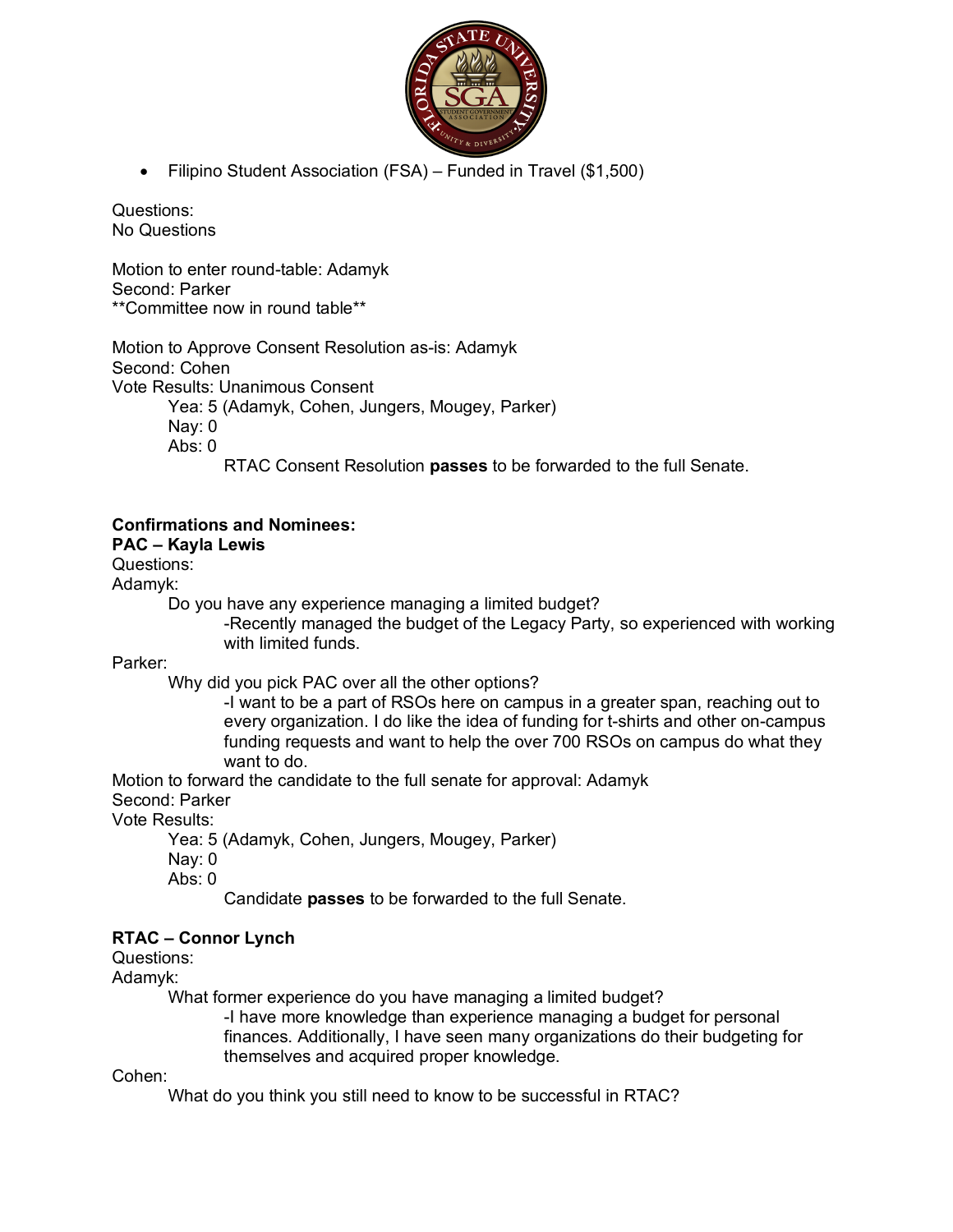- Filipino Student Association (FSA) – Funded in Travel ($1,500)

Questions:
No Questions

Motion to enter round-table: Adamyk
Second: Parker
**Committee now in round table**

Motion to Approve Consent Resolution as-is: Adamyk
Second: Cohen
Vote Results: Unanimous Consent

> Yea: 5 (Adamyk, Cohen, Jungers, Mougey, Parker)
> Nay: 0
> Abs: 0
>
> RTAC Consent Resolution **passes** to be forwarded to the full Senate.

**Confirmations and Nominees:**

**PAC – Kayla Lewis**

Questions:

Adamyk:

> Do you have any experience managing a limited budget?
>
> -Recently managed the budget of the Legacy Party, so experienced with working with limited funds.

Parker:

> Why did you pick PAC over all the other options?
>
> -I want to be a part of RSOs here on campus in a greater span, reaching out to every organization. I do like the idea of funding for t-shirts and other on-campus funding requests and want to help the over 700 RSOs on campus do what they want to do.

Motion to forward the candidate to the full senate for approval: Adamyk
Second: Parker
Vote Results:

> Yea: 5 (Adamyk, Cohen, Jungers, Mougey, Parker)
> Nay: 0
> Abs: 0
>
> Candidate **passes** to be forwarded to the full Senate.

**RTAC – Connor Lynch**

Questions:

Adamyk:

> What former experience do you have managing a limited budget?
>
> -I have more knowledge than experience managing a budget for personal finances. Additionally, I have seen many organizations do their budgeting for themselves and acquired proper knowledge.

Cohen:

> What do you think you still need to know to be successful in RTAC?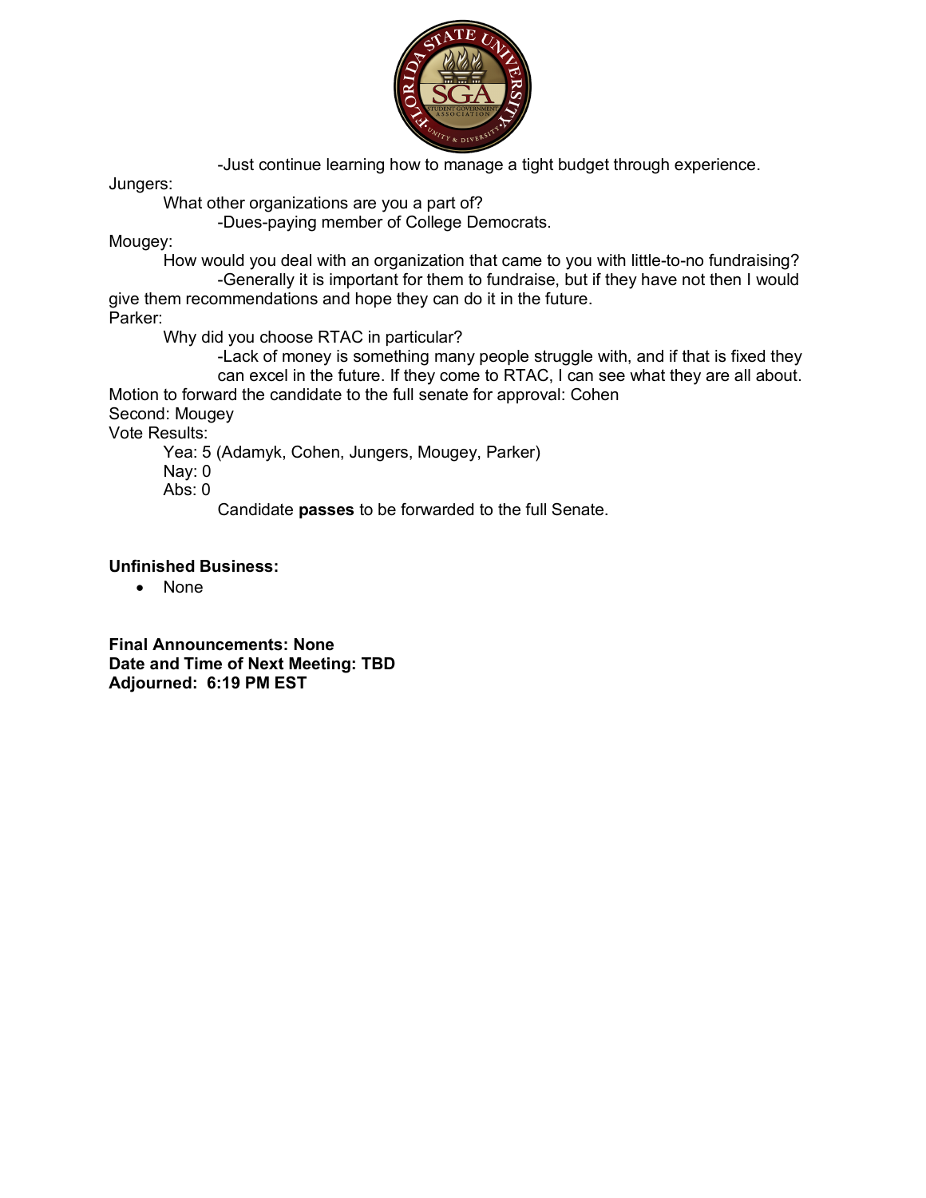-Just continue learning how to manage a tight budget through experience.

Jungers:

What other organizations are you a part of?

-Dues-paying member of College Democrats.

Mougey:

How would you deal with an organization that came to you with little-to-no fundraising?

-Generally it is important for them to fundraise, but if they have not then I would give them recommendations and hope they can do it in the future.

Parker:

Why did you choose RTAC in particular?

-Lack of money is something many people struggle with, and if that is fixed they can excel in the future. If they come to RTAC, I can see what they are all about.

Motion to forward the candidate to the full senate for approval: Cohen

Second: Mougey

Vote Results:

Yea: 5 (Adamyk, Cohen, Jungers, Mougey, Parker)

Nay: 0

Abs: 0

Candidate **passes** to be forwarded to the full Senate.

**Unfinished Business:**

- None

**Final Announcements: None**

**Date and Time of Next Meeting: TBD**

**Adjourned: 6:19 PM EST**